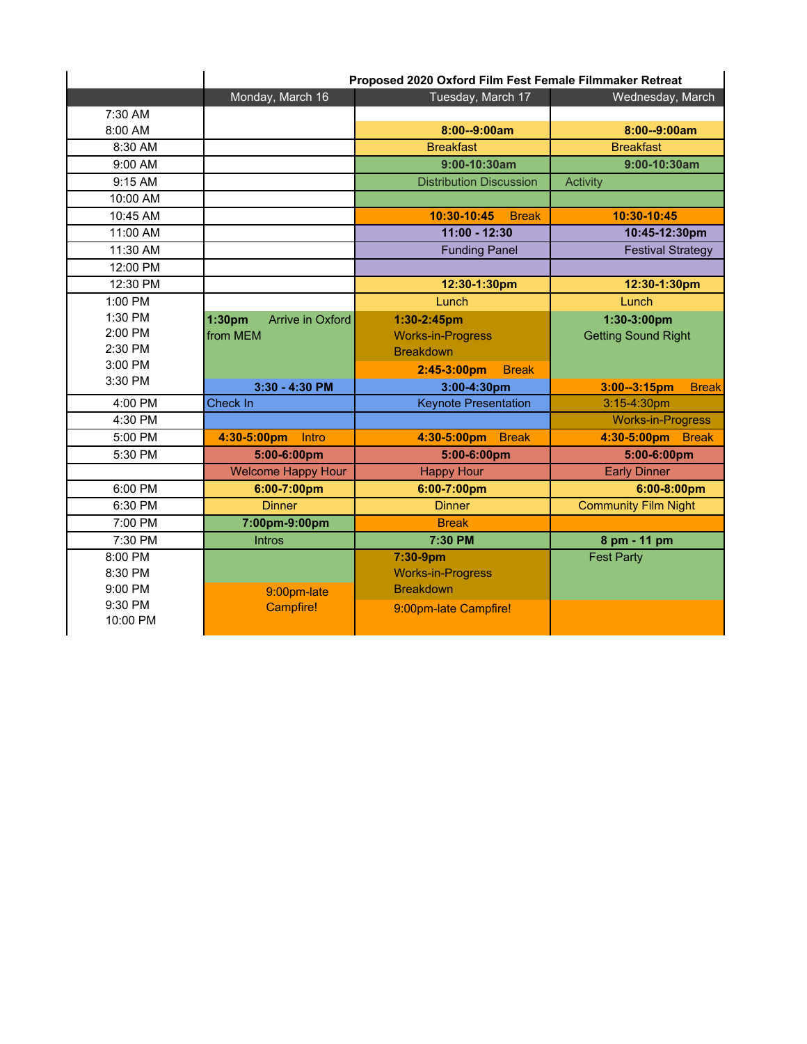# Proposed 2020 Oxford Film Fest Female Filmmaker Retreat

| | Monday, March 16 | Tuesday, March 17 | Wednesday, March |
|---|---|---|---|
| 7:30 AM | | | |
| 8:00 AM | | **8:00--9:00am** | **8:00--9:00am** |
| 8:30 AM | | Breakfast | Breakfast |
| 9:00 AM | | **9:00-10:30am** | **9:00-10:30am** |
| 9:15 AM | | Distribution Discussion | Activity |
| 10:00 AM | | | |
| 10:45 AM | | **10:30-10:45** Break | **10:30-10:45** |
| 11:00 AM | | **11:00 - 12:30** | **10:45-12:30pm** |
| 11:30 AM | | Funding Panel | Festival Strategy |
| 12:00 PM | | | |
| 12:30 PM | | **12:30-1:30pm** | **12:30-1:30pm** |
| 1:00 PM<br>1:30 PM<br>2:00 PM<br>2:30 PM<br>3:00 PM<br>3:30 PM | **1:30pm** Arrive in Oxford from MEM<br>**3:30 - 4:30 PM** | Lunch<br>**1:30-2:45pm** Works-in-Progress Breakdown<br>**2:45-3:00pm** Break<br>**3:00-4:30pm** | Lunch<br>**1:30-3:00pm** Getting Sound Right<br>**3:00--3:15pm** Break |
| 4:00 PM | Check In | Keynote Presentation | 3:15-4:30pm |
| 4:30 PM | | | Works-in-Progress |
| 5:00 PM | **4:30-5:00pm** Intro | **4:30-5:00pm** Break | **4:30-5:00pm** Break |
| 5:30 PM | **5:00-6:00pm** | **5:00-6:00pm** | **5:00-6:00pm** |
| | Welcome Happy Hour | Happy Hour | Early Dinner |
| 6:00 PM | **6:00-7:00pm** | **6:00-7:00pm** | **6:00-8:00pm** |
| 6:30 PM | Dinner | Dinner | Community Film Night |
| 7:00 PM | **7:00pm-9:00pm** | Break | |
| 7:30 PM | Intros | **7:30 PM** | **8 pm - 11 pm** |
| 8:00 PM<br>8:30 PM<br>9:00 PM<br>9:30 PM<br>10:00 PM | 9:00pm-late Campfire! | **7:30-9pm** Works-in-Progress Breakdown<br>9:00pm-late Campfire! | Fest Party |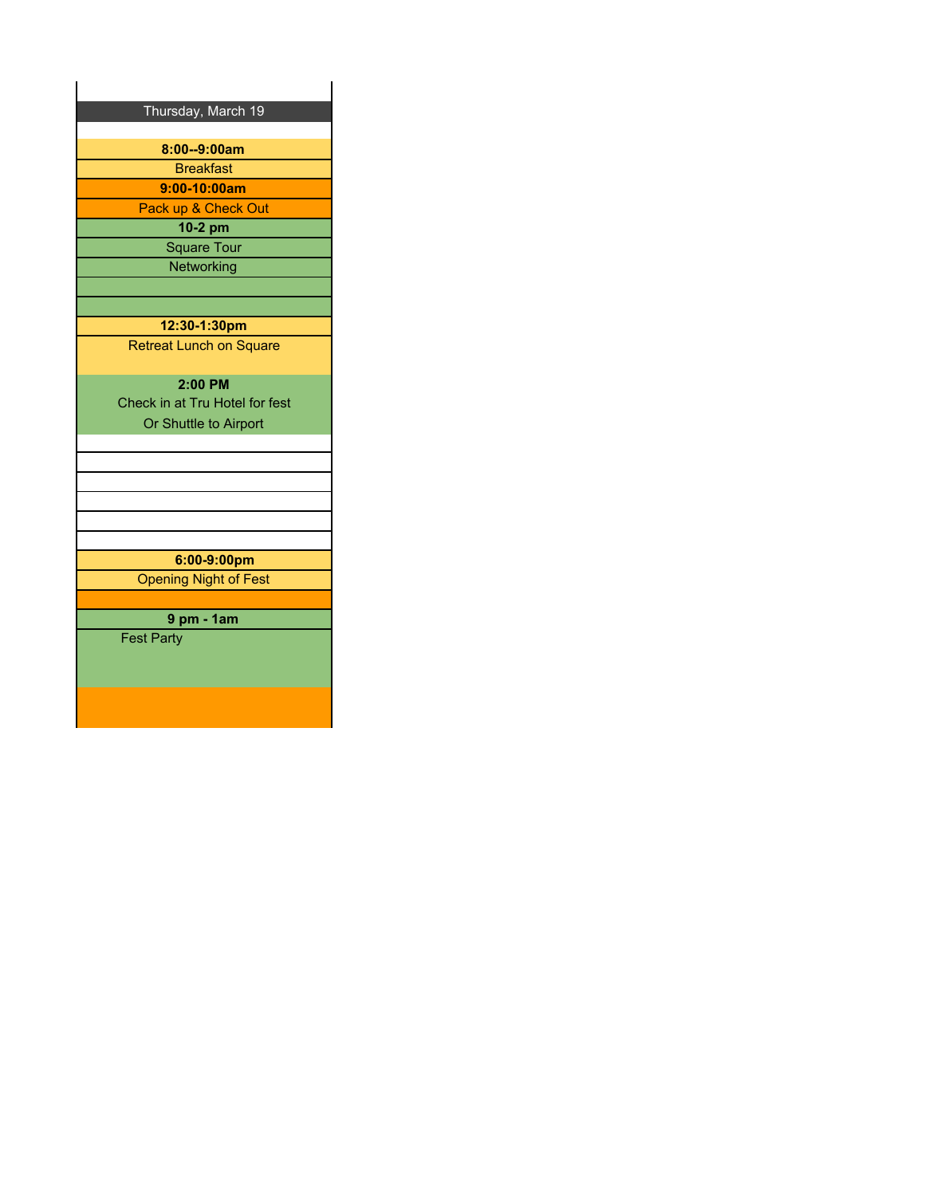| Thursday, March 19 |
|---|
| |
| **8:00--9:00am** |
| Breakfast |
| **9:00-10:00am** |
| Pack up & Check Out |
| **10-2 pm** |
| Square Tour |
| Networking |
| |
| |
| **12:30-1:30pm** |
| Retreat Lunch on Square |
| **2:00 PM** Check in at Tru Hotel for fest Or Shuttle to Airport |
| |
| |
| |
| |
| |
| |
| **6:00-9:00pm** |
| Opening Night of Fest |
| |
| **9 pm - 1am** |
| Fest Party |
| |